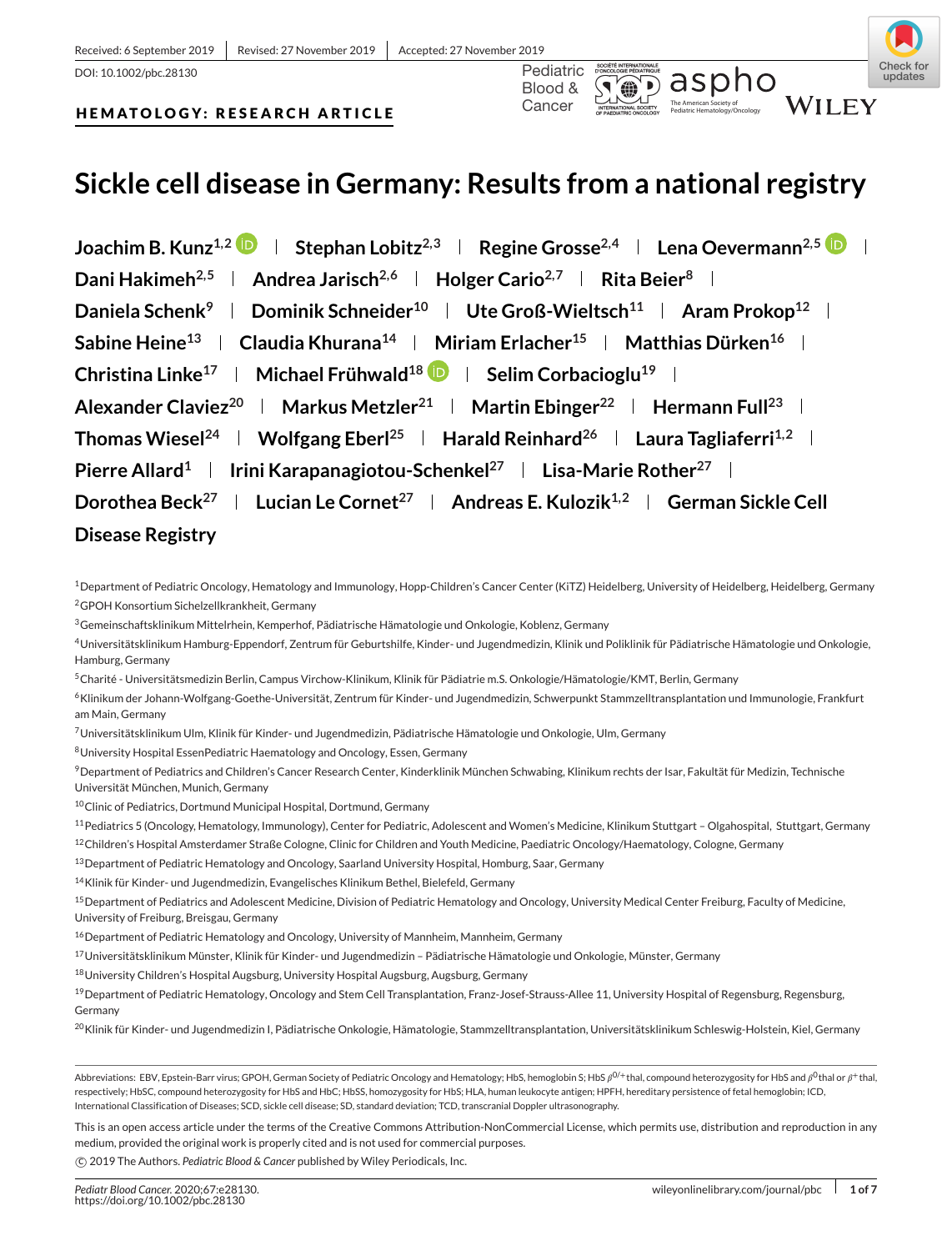Received: 6 September 2019 | Revised: 27 November 2019 | Accepted: 27 November 2019

DOI: 10.1002/pbc.28130

**HEMATOLOGY: RESEARCH ARTICLE**

# Sickle cell disease in Germany: Results from a national registry

**Joachim B. Kunz[1,2] | Stephan Lobitz[2,3] | Regine Grosse[2,4] | Lena Oevermann[2,5] | Dani Hakimeh[2,5] | Andrea Jarisch[2,6] | Holger Cario[2,7] | Rita Beier[8] | Daniela Schenk[9] | Dominik Schneider[10] | Ute Groß-Wieltsch[11] | Aram Prokop[12] | Sabine Heine[13] | Claudia Khurana[14] | Miriam Erlacher[15] | Matthias Dürken[16] | Christina Linke[17] | Michael Frühwald[18] | Selim Corbacioglu[19] | Alexander Claviez[20] | Markus Metzler[21] | Martin Ebinger[22] | Hermann Full[23] | Thomas Wiesel[24] | Wolfgang Eberl[25] | Harald Reinhard[26] | Laura Tagliaferri[1,2] | Pierre Allard[1] | Irini Karapanagiotou-Schenkel[27] | Lisa-Marie Rother[27] | Dorothea Beck[27] | Lucian Le Cornet[27] | Andreas E. Kulozik[1,2] | German Sickle Cell Disease Registry**

[1]Department of Pediatric Oncology, Hematology and Immunology, Hopp-Children's Cancer Center (KiTZ) Heidelberg, University of Heidelberg, Heidelberg, Germany

[2]GPOH Konsortium Sichelzellkrankheit, Germany

[3]Gemeinschaftsklinikum Mittelrhein, Kemperhof, Pädiatrische Hämatologie und Onkologie, Koblenz, Germany

[4]Universitätsklinikum Hamburg-Eppendorf, Zentrum für Geburtshilfe, Kinder- und Jugendmedizin, Klinik und Poliklinik für Pädiatrische Hämatologie und Onkologie, Hamburg, Germany

[5]Charité - Universitätsmedizin Berlin, Campus Virchow-Klinikum, Klinik für Pädiatrie m.S. Onkologie/Hämatologie/KMT, Berlin, Germany

[6]Klinikum der Johann-Wolfgang-Goethe-Universität, Zentrum für Kinder- und Jugendmedizin, Schwerpunkt Stammzelltransplantation und Immunologie, Frankfurt am Main, Germany

[7]Universitätsklinikum Ulm, Klinik für Kinder- und Jugendmedizin, Pädiatrische Hämatologie und Onkologie, Ulm, Germany

[8]University Hospital EssenPediatric Haematology and Oncology, Essen, Germany

[9]Department of Pediatrics and Children's Cancer Research Center, Kinderklinik München Schwabing, Klinikum rechts der Isar, Fakultät für Medizin, Technische Universität München, Munich, Germany

[10]Clinic of Pediatrics, Dortmund Municipal Hospital, Dortmund, Germany

[11]Pediatrics 5 (Oncology, Hematology, Immunology), Center for Pediatric, Adolescent and Women's Medicine, Klinikum Stuttgart – Olgahospital, Stuttgart, Germany

[12]Children's Hospital Amsterdamer Straße Cologne, Clinic for Children and Youth Medicine, Paediatric Oncology/Haematology, Cologne, Germany

[13]Department of Pediatric Hematology and Oncology, Saarland University Hospital, Homburg, Saar, Germany

[14]Klinik für Kinder- und Jugendmedizin, Evangelisches Klinikum Bethel, Bielefeld, Germany

[15]Department of Pediatrics and Adolescent Medicine, Division of Pediatric Hematology and Oncology, University Medical Center Freiburg, Faculty of Medicine, University of Freiburg, Breisgau, Germany

[16]Department of Pediatric Hematology and Oncology, University of Mannheim, Mannheim, Germany

[17]Universitätsklinikum Münster, Klinik für Kinder- und Jugendmedizin – Pädiatrische Hämatologie und Onkologie, Münster, Germany

[18]University Children's Hospital Augsburg, University Hospital Augsburg, Augsburg, Germany

[19]Department of Pediatric Hematology, Oncology and Stem Cell Transplantation, Franz-Josef-Strauss-Allee 11, University Hospital of Regensburg, Regensburg, Germany

[20]Klinik für Kinder- und Jugendmedizin I, Pädiatrische Onkologie, Hämatologie, Stammzelltransplantation, Universitätsklinikum Schleswig-Holstein, Kiel, Germany

Abbreviations: EBV, Epstein-Barr virus; GPOH, German Society of Pediatric Oncology and Hematology; HbS, hemoglobin S; HbS $\beta^{0/+}$ thal, compound heterozygosity for HbS and $\beta^0$ thal or $\beta^+$ thal, respectively; HbSC, compound heterozygosity for HbS and HbC; HbSS, homozygosity for HbS; HLA, human leukocyte antigen; HPFH, hereditary persistence of fetal hemoglobin; ICD, International Classification of Diseases; SCD, sickle cell disease; SD, standard deviation; TCD, transcranial Doppler ultrasonography.

This is an open access article under the terms of the Creative Commons Attribution-NonCommercial License, which permits use, distribution and reproduction in any medium, provided the original work is properly cited and is not used for commercial purposes.

© 2019 The Authors. *Pediatric Blood & Cancer* published by Wiley Periodicals, Inc.

*Pediatr Blood Cancer.* 2020;67:e28130. https://doi.org/10.1002/pbc.28130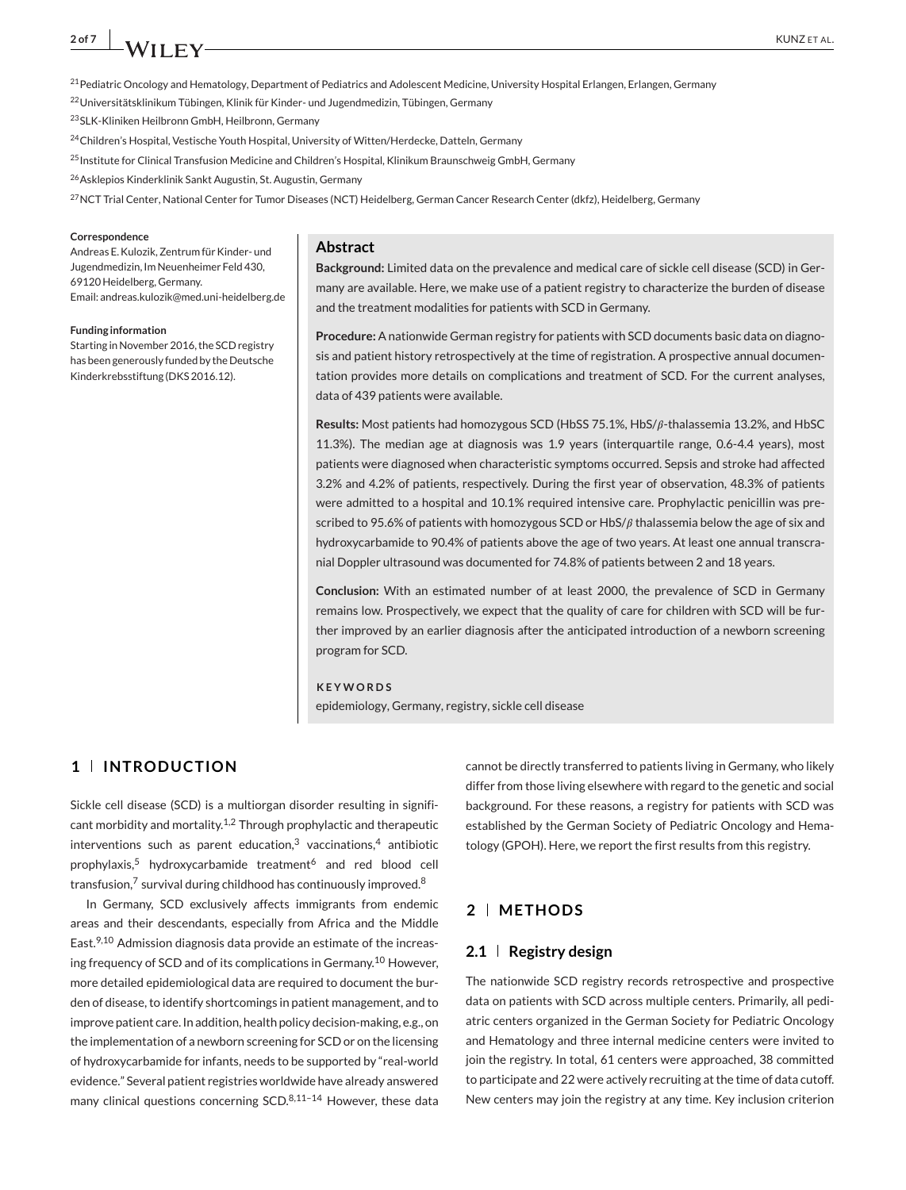[21] Pediatric Oncology and Hematology, Department of Pediatrics and Adolescent Medicine, University Hospital Erlangen, Erlangen, Germany

[22] Universitätsklinikum Tübingen, Klinik für Kinder- und Jugendmedizin, Tübingen, Germany

[23] SLK-Kliniken Heilbronn GmbH, Heilbronn, Germany

[24] Children's Hospital, Vestische Youth Hospital, University of Witten/Herdecke, Datteln, Germany

[25] Institute for Clinical Transfusion Medicine and Children's Hospital, Klinikum Braunschweig GmbH, Germany

[26] Asklepios Kinderklinik Sankt Augustin, St. Augustin, Germany

[27] NCT Trial Center, National Center for Tumor Diseases (NCT) Heidelberg, German Cancer Research Center (dkfz), Heidelberg, Germany

**Correspondence**
Andreas E. Kulozik, Zentrum für Kinder- und Jugendmedizin, Im Neuenheimer Feld 430, 69120 Heidelberg, Germany.
Email: andreas.kulozik@med.uni-heidelberg.de

**Funding information**
Starting in November 2016, the SCD registry has been generously funded by the Deutsche Kinderkrebsstiftung (DKS 2016.12).

## Abstract

**Background:** Limited data on the prevalence and medical care of sickle cell disease (SCD) in Germany are available. Here, we make use of a patient registry to characterize the burden of disease and the treatment modalities for patients with SCD in Germany.

**Procedure:** A nationwide German registry for patients with SCD documents basic data on diagnosis and patient history retrospectively at the time of registration. A prospective annual documentation provides more details on complications and treatment of SCD. For the current analyses, data of 439 patients were available.

**Results:** Most patients had homozygous SCD (HbSS 75.1%, HbS/$\beta$-thalassemia 13.2%, and HbSC 11.3%). The median age at diagnosis was 1.9 years (interquartile range, 0.6-4.4 years), most patients were diagnosed when characteristic symptoms occurred. Sepsis and stroke had affected 3.2% and 4.2% of patients, respectively. During the first year of observation, 48.3% of patients were admitted to a hospital and 10.1% required intensive care. Prophylactic penicillin was prescribed to 95.6% of patients with homozygous SCD or HbS/$\beta$ thalassemia below the age of six and hydroxycarbamide to 90.4% of patients above the age of two years. At least one annual transcranial Doppler ultrasound was documented for 74.8% of patients between 2 and 18 years.

**Conclusion:** With an estimated number of at least 2000, the prevalence of SCD in Germany remains low. Prospectively, we expect that the quality of care for children with SCD will be further improved by an earlier diagnosis after the anticipated introduction of a newborn screening program for SCD.

**KEYWORDS**
epidemiology, Germany, registry, sickle cell disease

## 1 | INTRODUCTION

Sickle cell disease (SCD) is a multiorgan disorder resulting in significant morbidity and mortality.[1,2] Through prophylactic and therapeutic interventions such as parent education,[3] vaccinations,[4] antibiotic prophylaxis,[5] hydroxycarbamide treatment[6] and red blood cell transfusion,[7] survival during childhood has continuously improved.[8]

In Germany, SCD exclusively affects immigrants from endemic areas and their descendants, especially from Africa and the Middle East.[9,10] Admission diagnosis data provide an estimate of the increasing frequency of SCD and of its complications in Germany.[10] However, more detailed epidemiological data are required to document the burden of disease, to identify shortcomings in patient management, and to improve patient care. In addition, health policy decision-making, e.g., on the implementation of a newborn screening for SCD or on the licensing of hydroxycarbamide for infants, needs to be supported by "real-world evidence." Several patient registries worldwide have already answered many clinical questions concerning SCD.[8,11–14] However, these data cannot be directly transferred to patients living in Germany, who likely differ from those living elsewhere with regard to the genetic and social background. For these reasons, a registry for patients with SCD was established by the German Society of Pediatric Oncology and Hematology (GPOH). Here, we report the first results from this registry.

## 2 | METHODS

### 2.1 | Registry design

The nationwide SCD registry records retrospective and prospective data on patients with SCD across multiple centers. Primarily, all pediatric centers organized in the German Society for Pediatric Oncology and Hematology and three internal medicine centers were invited to join the registry. In total, 61 centers were approached, 38 committed to participate and 22 were actively recruiting at the time of data cutoff. New centers may join the registry at any time. Key inclusion criterion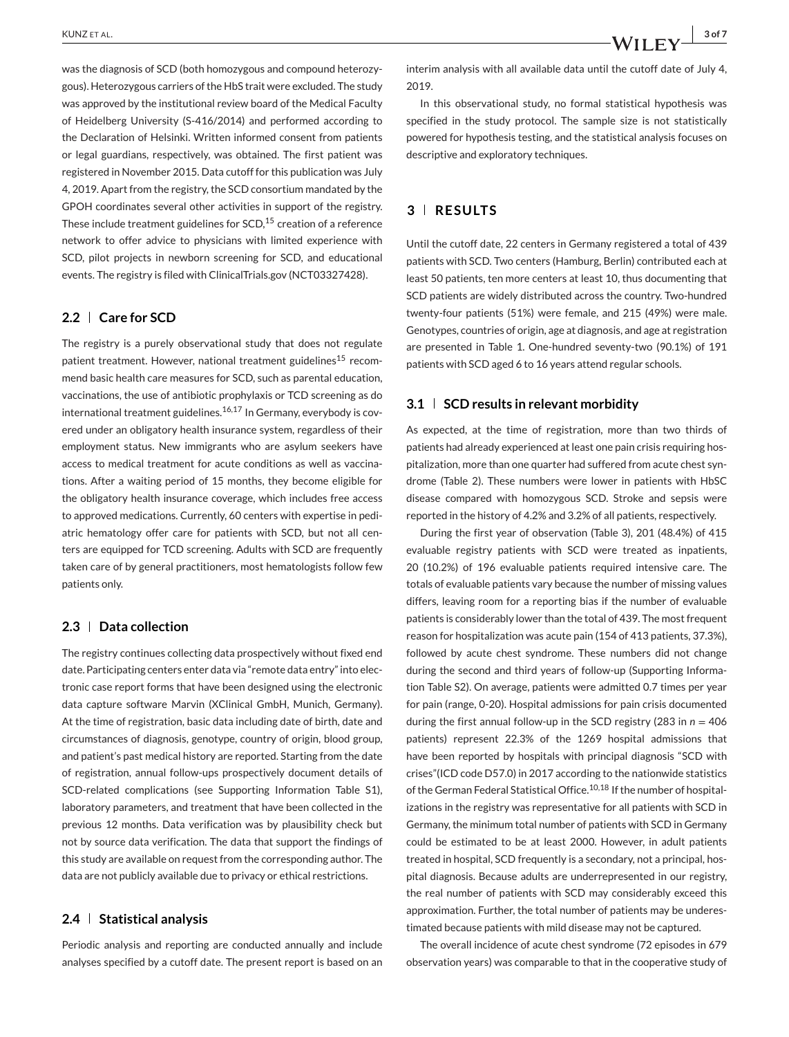was the diagnosis of SCD (both homozygous and compound heterozygous). Heterozygous carriers of the HbS trait were excluded. The study was approved by the institutional review board of the Medical Faculty of Heidelberg University (S-416/2014) and performed according to the Declaration of Helsinki. Written informed consent from patients or legal guardians, respectively, was obtained. The first patient was registered in November 2015. Data cutoff for this publication was July 4, 2019. Apart from the registry, the SCD consortium mandated by the GPOH coordinates several other activities in support of the registry. These include treatment guidelines for SCD,[15] creation of a reference network to offer advice to physicians with limited experience with SCD, pilot projects in newborn screening for SCD, and educational events. The registry is filed with ClinicalTrials.gov (NCT03327428).

## 2.2 | Care for SCD

The registry is a purely observational study that does not regulate patient treatment. However, national treatment guidelines[15] recommend basic health care measures for SCD, such as parental education, vaccinations, the use of antibiotic prophylaxis or TCD screening as do international treatment guidelines.[16,17] In Germany, everybody is covered under an obligatory health insurance system, regardless of their employment status. New immigrants who are asylum seekers have access to medical treatment for acute conditions as well as vaccinations. After a waiting period of 15 months, they become eligible for the obligatory health insurance coverage, which includes free access to approved medications. Currently, 60 centers with expertise in pediatric hematology offer care for patients with SCD, but not all centers are equipped for TCD screening. Adults with SCD are frequently taken care of by general practitioners, most hematologists follow few patients only.

## 2.3 | Data collection

The registry continues collecting data prospectively without fixed end date. Participating centers enter data via "remote data entry" into electronic case report forms that have been designed using the electronic data capture software Marvin (XClinical GmbH, Munich, Germany). At the time of registration, basic data including date of birth, date and circumstances of diagnosis, genotype, country of origin, blood group, and patient's past medical history are reported. Starting from the date of registration, annual follow-ups prospectively document details of SCD-related complications (see Supporting Information Table S1), laboratory parameters, and treatment that have been collected in the previous 12 months. Data verification was by plausibility check but not by source data verification. The data that support the findings of this study are available on request from the corresponding author. The data are not publicly available due to privacy or ethical restrictions.

## 2.4 | Statistical analysis

Periodic analysis and reporting are conducted annually and include analyses specified by a cutoff date. The present report is based on an interim analysis with all available data until the cutoff date of July 4, 2019.

In this observational study, no formal statistical hypothesis was specified in the study protocol. The sample size is not statistically powered for hypothesis testing, and the statistical analysis focuses on descriptive and exploratory techniques.

# 3 | RESULTS

Until the cutoff date, 22 centers in Germany registered a total of 439 patients with SCD. Two centers (Hamburg, Berlin) contributed each at least 50 patients, ten more centers at least 10, thus documenting that SCD patients are widely distributed across the country. Two-hundred twenty-four patients (51%) were female, and 215 (49%) were male. Genotypes, countries of origin, age at diagnosis, and age at registration are presented in Table 1. One-hundred seventy-two (90.1%) of 191 patients with SCD aged 6 to 16 years attend regular schools.

## 3.1 | SCD results in relevant morbidity

As expected, at the time of registration, more than two thirds of patients had already experienced at least one pain crisis requiring hospitalization, more than one quarter had suffered from acute chest syndrome (Table 2). These numbers were lower in patients with HbSC disease compared with homozygous SCD. Stroke and sepsis were reported in the history of 4.2% and 3.2% of all patients, respectively.

During the first year of observation (Table 3), 201 (48.4%) of 415 evaluable registry patients with SCD were treated as inpatients, 20 (10.2%) of 196 evaluable patients required intensive care. The totals of evaluable patients vary because the number of missing values differs, leaving room for a reporting bias if the number of evaluable patients is considerably lower than the total of 439. The most frequent reason for hospitalization was acute pain (154 of 413 patients, 37.3%), followed by acute chest syndrome. These numbers did not change during the second and third years of follow-up (Supporting Information Table S2). On average, patients were admitted 0.7 times per year for pain (range, 0-20). Hospital admissions for pain crisis documented during the first annual follow-up in the SCD registry (283 in $n = 406$ patients) represent 22.3% of the 1269 hospital admissions that have been reported by hospitals with principal diagnosis "SCD with crises"(ICD code D57.0) in 2017 according to the nationwide statistics of the German Federal Statistical Office.[10,18] If the number of hospitalizations in the registry was representative for all patients with SCD in Germany, the minimum total number of patients with SCD in Germany could be estimated to be at least 2000. However, in adult patients treated in hospital, SCD frequently is a secondary, not a principal, hospital diagnosis. Because adults are underrepresented in our registry, the real number of patients with SCD may considerably exceed this approximation. Further, the total number of patients may be underestimated because patients with mild disease may not be captured.

The overall incidence of acute chest syndrome (72 episodes in 679 observation years) was comparable to that in the cooperative study of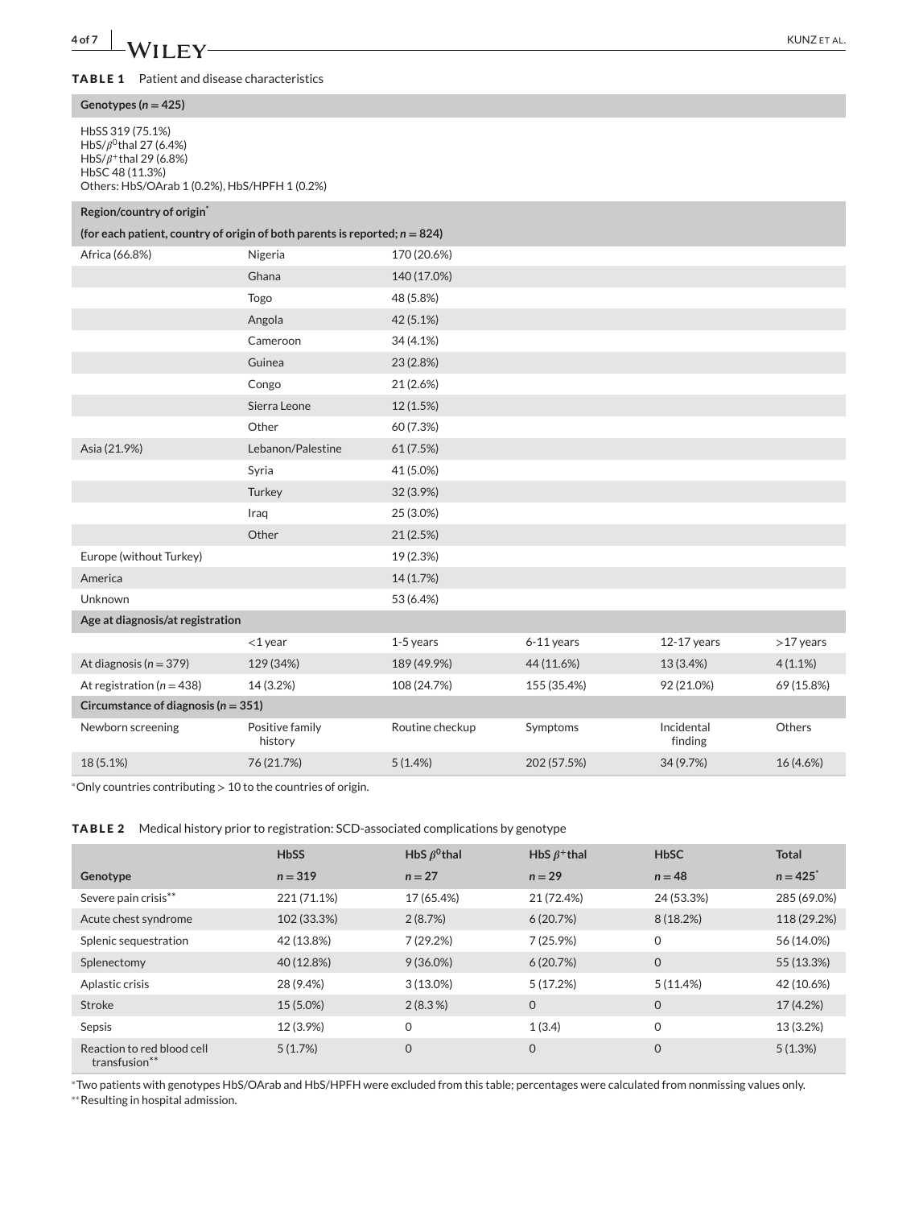**TABLE 1** Patient and disease characteristics

| **Genotypes ($n = 425$)** | | | | | |
|---|---|---|---|---|---|
| HbSS 319 (75.1%)<br>HbS/$\beta^0$thal 27 (6.4%)<br>HbS/$\beta^+$thal 29 (6.8%)<br>HbSC 48 (11.3%)<br>Others: HbS/OArab 1 (0.2%), HbS/HPFH 1 (0.2%) | | | | | |
| **Region/country of origin*** | | | | | |
| **(for each patient, country of origin of both parents is reported; $n = 824$)** | | | | | |
| Africa (66.8%) | Nigeria | 170 (20.6%) | | | |
| | Ghana | 140 (17.0%) | | | |
| | Togo | 48 (5.8%) | | | |
| | Angola | 42 (5.1%) | | | |
| | Cameroon | 34 (4.1%) | | | |
| | Guinea | 23 (2.8%) | | | |
| | Congo | 21 (2.6%) | | | |
| | Sierra Leone | 12 (1.5%) | | | |
| | Other | 60 (7.3%) | | | |
| Asia (21.9%) | Lebanon/Palestine | 61 (7.5%) | | | |
| | Syria | 41 (5.0%) | | | |
| | Turkey | 32 (3.9%) | | | |
| | Iraq | 25 (3.0%) | | | |
| | Other | 21 (2.5%) | | | |
| Europe (without Turkey) | | 19 (2.3%) | | | |
| America | | 14 (1.7%) | | | |
| Unknown | | 53 (6.4%) | | | |
| **Age at diagnosis/at registration** | | | | | |
| | <1 year | 1-5 years | 6-11 years | 12-17 years | >17 years |
| At diagnosis ($n = 379$) | 129 (34%) | 189 (49.9%) | 44 (11.6%) | 13 (3.4%) | 4 (1.1%) |
| At registration ($n = 438$) | 14 (3.2%) | 108 (24.7%) | 155 (35.4%) | 92 (21.0%) | 69 (15.8%) |
| **Circumstance of diagnosis ($n = 351$)** | | | | | |
| Newborn screening | Positive family history | Routine checkup | Symptoms | Incidental finding | Others |
| 18 (5.1%) | 76 (21.7%) | 5 (1.4%) | 202 (57.5%) | 34 (9.7%) | 16 (4.6%) |

*Only countries contributing > 10 to the countries of origin.

**TABLE 2** Medical history prior to registration: SCD-associated complications by genotype

| Genotype | HbSS<br>$n = 319$ | HbS $\beta^0$thal<br>$n = 27$ | HbS $\beta^+$thal<br>$n = 29$ | HbSC<br>$n = 48$ | Total<br>$n = 425$* |
|---|---|---|---|---|---|
| Severe pain crisis** | 221 (71.1%) | 17 (65.4%) | 21 (72.4%) | 24 (53.3%) | 285 (69.0%) |
| Acute chest syndrome | 102 (33.3%) | 2 (8.7%) | 6 (20.7%) | 8 (18.2%) | 118 (29.2%) |
| Splenic sequestration | 42 (13.8%) | 7 (29.2%) | 7 (25.9%) | 0 | 56 (14.0%) |
| Splenectomy | 40 (12.8%) | 9 (36.0%) | 6 (20.7%) | 0 | 55 (13.3%) |
| Aplastic crisis | 28 (9.4%) | 3 (13.0%) | 5 (17.2%) | 5 (11.4%) | 42 (10.6%) |
| Stroke | 15 (5.0%) | 2 (8.3 %) | 0 | 0 | 17 (4.2%) |
| Sepsis | 12 (3.9%) | 0 | 1 (3.4) | 0 | 13 (3.2%) |
| Reaction to red blood cell transfusion** | 5 (1.7%) | 0 | 0 | 0 | 5 (1.3%) |

*Two patients with genotypes HbS/OArab and HbS/HPFH were excluded from this table; percentages were calculated from nonmissing values only.
**Resulting in hospital admission.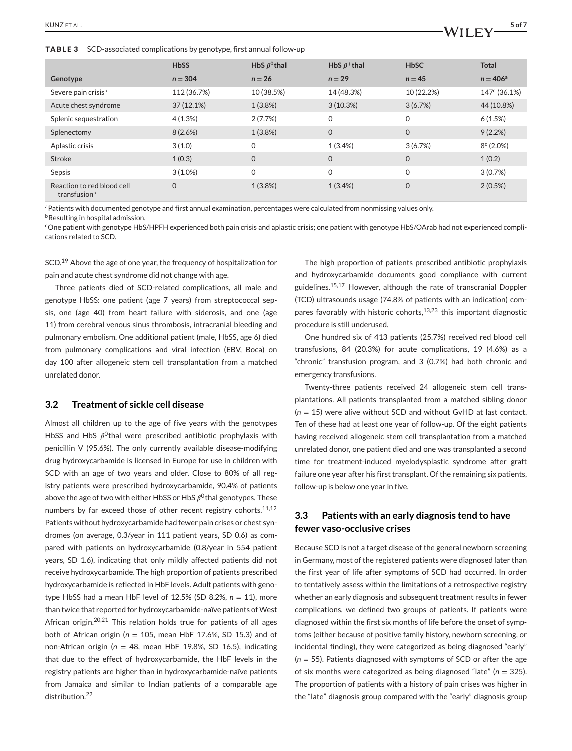**TABLE 3** SCD-associated complications by genotype, first annual follow-up

| Genotype | HbSS $n = 304$ | HbS $\beta^0$thal $n = 26$ | HbS $\beta^+$thal $n = 29$ | HbSC $n = 45$ | Total $n = 406$[a] |
|---|---|---|---|---|---|
| Severe pain crisis[b] | 112 (36.7%) | 10 (38.5%) | 14 (48.3%) | 10 (22.2%) | 147[c] (36.1%) |
| Acute chest syndrome | 37 (12.1%) | 1 (3.8%) | 3 (10.3%) | 3 (6.7%) | 44 (10.8%) |
| Splenic sequestration | 4 (1.3%) | 2 (7.7%) | 0 | 0 | 6 (1.5%) |
| Splenectomy | 8 (2.6%) | 1 (3.8%) | 0 | 0 | 9 (2.2%) |
| Aplastic crisis | 3 (1.0) | 0 | 1 (3.4%) | 3 (6.7%) | 8[c] (2.0%) |
| Stroke | 1 (0.3) | 0 | 0 | 0 | 1 (0.2) |
| Sepsis | 3 (1.0%) | 0 | 0 | 0 | 3 (0.7%) |
| Reaction to red blood cell transfusion[b] | 0 | 1 (3.8%) | 1 (3.4%) | 0 | 2 (0.5%) |

[a]Patients with documented genotype and first annual examination, percentages were calculated from nonmissing values only.
[b]Resulting in hospital admission.
[c]One patient with genotype HbS/HPFH experienced both pain crisis and aplastic crisis; one patient with genotype HbS/OArab had not experienced complications related to SCD.

SCD.[19] Above the age of one year, the frequency of hospitalization for pain and acute chest syndrome did not change with age.

Three patients died of SCD-related complications, all male and genotype HbSS: one patient (age 7 years) from streptococcal sepsis, one (age 40) from heart failure with siderosis, and one (age 11) from cerebral venous sinus thrombosis, intracranial bleeding and pulmonary embolism. One additional patient (male, HbSS, age 6) died from pulmonary complications and viral infection (EBV, Boca) on day 100 after allogeneic stem cell transplantation from a matched unrelated donor.

## 3.2 | Treatment of sickle cell disease

Almost all children up to the age of five years with the genotypes HbSS and HbS $\beta^0$thal were prescribed antibiotic prophylaxis with penicillin V (95.6%). The only currently available disease-modifying drug hydroxycarbamide is licensed in Europe for use in children with SCD with an age of two years and older. Close to 80% of all registry patients were prescribed hydroxycarbamide, 90.4% of patients above the age of two with either HbSS or HbS $\beta^0$thal genotypes. These numbers by far exceed those of other recent registry cohorts.[11,12] Patients without hydroxycarbamide had fewer pain crises or chest syndromes (on average, 0.3/year in 111 patient years, SD 0.6) as compared with patients on hydroxycarbamide (0.8/year in 554 patient years, SD 1.6), indicating that only mildly affected patients did not receive hydroxycarbamide. The high proportion of patients prescribed hydroxycarbamide is reflected in HbF levels. Adult patients with genotype HbSS had a mean HbF level of 12.5% (SD 8.2%, $n = 11$), more than twice that reported for hydroxycarbamide-naïve patients of West African origin.[20,21] This relation holds true for patients of all ages both of African origin ($n = 105$, mean HbF 17.6%, SD 15.3) and of non-African origin ($n = 48$, mean HbF 19.8%, SD 16.5), indicating that due to the effect of hydroxycarbamide, the HbF levels in the registry patients are higher than in hydroxycarbamide-naïve patients from Jamaica and similar to Indian patients of a comparable age distribution.[22]

The high proportion of patients prescribed antibiotic prophylaxis and hydroxycarbamide documents good compliance with current guidelines.[15,17] However, although the rate of transcranial Doppler (TCD) ultrasounds usage (74.8% of patients with an indication) compares favorably with historic cohorts,[13,23] this important diagnostic procedure is still underused.

One hundred six of 413 patients (25.7%) received red blood cell transfusions, 84 (20.3%) for acute complications, 19 (4.6%) as a "chronic" transfusion program, and 3 (0.7%) had both chronic and emergency transfusions.

Twenty-three patients received 24 allogeneic stem cell transplantations. All patients transplanted from a matched sibling donor ($n = 15$) were alive without SCD and without GvHD at last contact. Ten of these had at least one year of follow-up. Of the eight patients having received allogeneic stem cell transplantation from a matched unrelated donor, one patient died and one was transplanted a second time for treatment-induced myelodysplastic syndrome after graft failure one year after his first transplant. Of the remaining six patients, follow-up is below one year in five.

## 3.3 | Patients with an early diagnosis tend to have fewer vaso-occlusive crises

Because SCD is not a target disease of the general newborn screening in Germany, most of the registered patients were diagnosed later than the first year of life after symptoms of SCD had occurred. In order to tentatively assess within the limitations of a retrospective registry whether an early diagnosis and subsequent treatment results in fewer complications, we defined two groups of patients. If patients were diagnosed within the first six months of life before the onset of symptoms (either because of positive family history, newborn screening, or incidental finding), they were categorized as being diagnosed "early" ($n = 55$). Patients diagnosed with symptoms of SCD or after the age of six months were categorized as being diagnosed "late" ($n = 325$). The proportion of patients with a history of pain crises was higher in the "late" diagnosis group compared with the "early" diagnosis group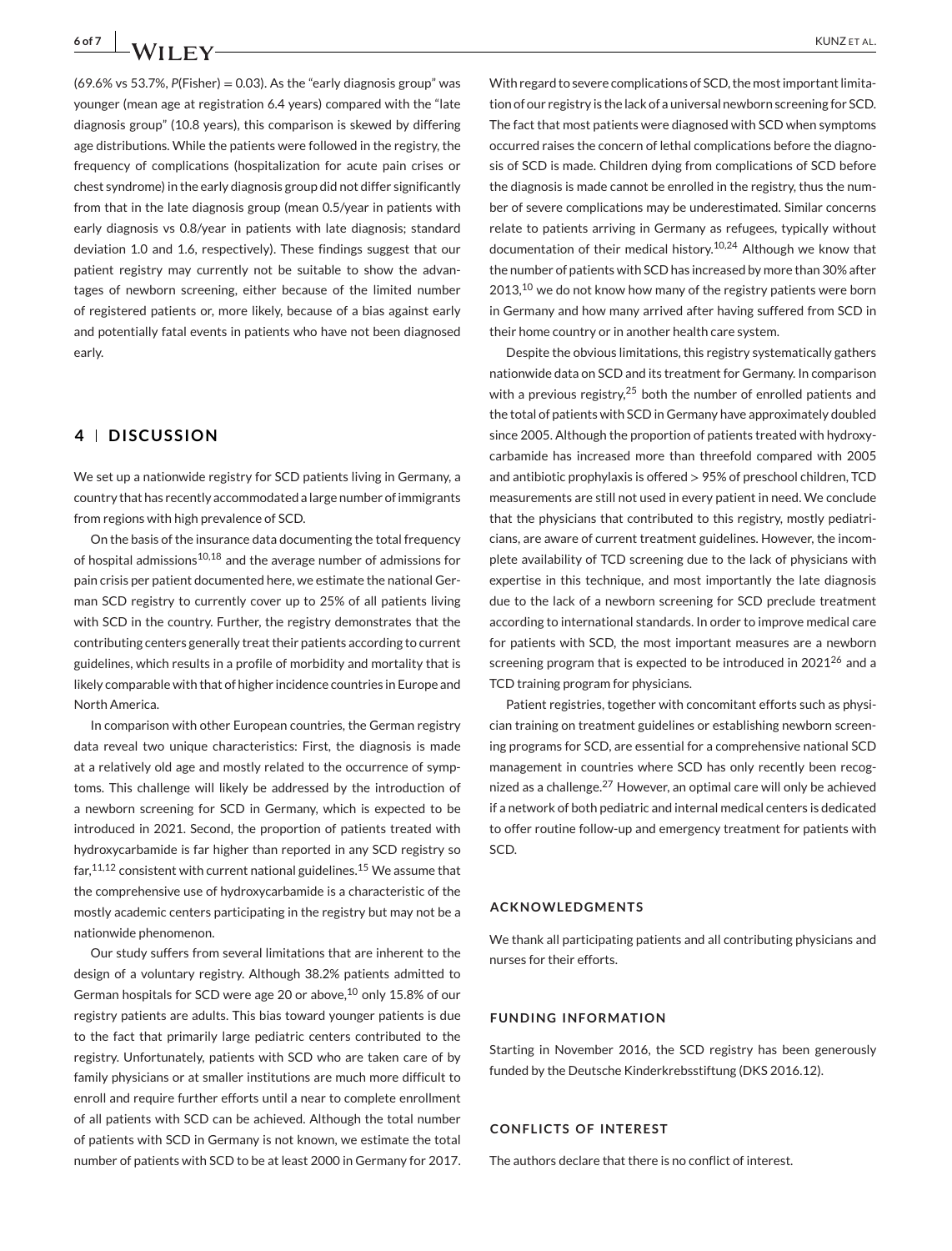(69.6% vs 53.7%, $P$(Fisher) = 0.03). As the "early diagnosis group" was younger (mean age at registration 6.4 years) compared with the "late diagnosis group" (10.8 years), this comparison is skewed by differing age distributions. While the patients were followed in the registry, the frequency of complications (hospitalization for acute pain crises or chest syndrome) in the early diagnosis group did not differ significantly from that in the late diagnosis group (mean 0.5/year in patients with early diagnosis vs 0.8/year in patients with late diagnosis; standard deviation 1.0 and 1.6, respectively). These findings suggest that our patient registry may currently not be suitable to show the advantages of newborn screening, either because of the limited number of registered patients or, more likely, because of a bias against early and potentially fatal events in patients who have not been diagnosed early.

## 4 | DISCUSSION

We set up a nationwide registry for SCD patients living in Germany, a country that has recently accommodated a large number of immigrants from regions with high prevalence of SCD.

On the basis of the insurance data documenting the total frequency of hospital admissions[10,18] and the average number of admissions for pain crisis per patient documented here, we estimate the national German SCD registry to currently cover up to 25% of all patients living with SCD in the country. Further, the registry demonstrates that the contributing centers generally treat their patients according to current guidelines, which results in a profile of morbidity and mortality that is likely comparable with that of higher incidence countries in Europe and North America.

In comparison with other European countries, the German registry data reveal two unique characteristics: First, the diagnosis is made at a relatively old age and mostly related to the occurrence of symptoms. This challenge will likely be addressed by the introduction of a newborn screening for SCD in Germany, which is expected to be introduced in 2021. Second, the proportion of patients treated with hydroxycarbamide is far higher than reported in any SCD registry so far,[11,12] consistent with current national guidelines.[15] We assume that the comprehensive use of hydroxycarbamide is a characteristic of the mostly academic centers participating in the registry but may not be a nationwide phenomenon.

Our study suffers from several limitations that are inherent to the design of a voluntary registry. Although 38.2% patients admitted to German hospitals for SCD were age 20 or above,[10] only 15.8% of our registry patients are adults. This bias toward younger patients is due to the fact that primarily large pediatric centers contributed to the registry. Unfortunately, patients with SCD who are taken care of by family physicians or at smaller institutions are much more difficult to enroll and require further efforts until a near to complete enrollment of all patients with SCD can be achieved. Although the total number of patients with SCD in Germany is not known, we estimate the total number of patients with SCD to be at least 2000 in Germany for 2017. With regard to severe complications of SCD, the most important limitation of our registry is the lack of a universal newborn screening for SCD. The fact that most patients were diagnosed with SCD when symptoms occurred raises the concern of lethal complications before the diagnosis of SCD is made. Children dying from complications of SCD before the diagnosis is made cannot be enrolled in the registry, thus the number of severe complications may be underestimated. Similar concerns relate to patients arriving in Germany as refugees, typically without documentation of their medical history.[10,24] Although we know that the number of patients with SCD has increased by more than 30% after 2013,[10] we do not know how many of the registry patients were born in Germany and how many arrived after having suffered from SCD in their home country or in another health care system.

Despite the obvious limitations, this registry systematically gathers nationwide data on SCD and its treatment for Germany. In comparison with a previous registry,[25] both the number of enrolled patients and the total of patients with SCD in Germany have approximately doubled since 2005. Although the proportion of patients treated with hydroxycarbamide has increased more than threefold compared with 2005 and antibiotic prophylaxis is offered > 95% of preschool children, TCD measurements are still not used in every patient in need. We conclude that the physicians that contributed to this registry, mostly pediatricians, are aware of current treatment guidelines. However, the incomplete availability of TCD screening due to the lack of physicians with expertise in this technique, and most importantly the late diagnosis due to the lack of a newborn screening for SCD preclude treatment according to international standards. In order to improve medical care for patients with SCD, the most important measures are a newborn screening program that is expected to be introduced in 2021[26] and a TCD training program for physicians.

Patient registries, together with concomitant efforts such as physician training on treatment guidelines or establishing newborn screening programs for SCD, are essential for a comprehensive national SCD management in countries where SCD has only recently been recognized as a challenge.[27] However, an optimal care will only be achieved if a network of both pediatric and internal medical centers is dedicated to offer routine follow-up and emergency treatment for patients with SCD.

### ACKNOWLEDGMENTS

We thank all participating patients and all contributing physicians and nurses for their efforts.

### FUNDING INFORMATION

Starting in November 2016, the SCD registry has been generously funded by the Deutsche Kinderkrebsstiftung (DKS 2016.12).

### CONFLICTS OF INTEREST

The authors declare that there is no conflict of interest.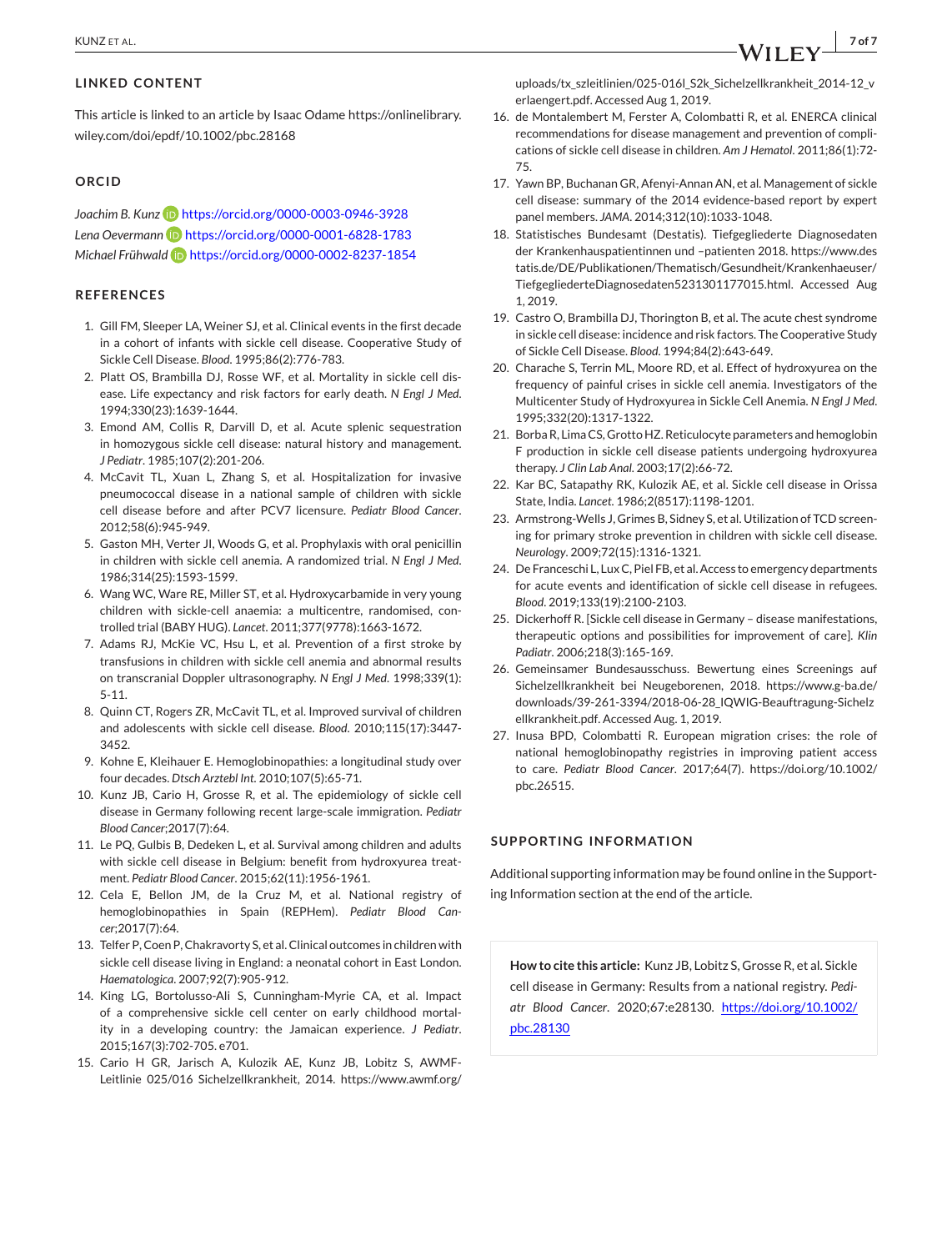## LINKED CONTENT

This article is linked to an article by Isaac Odame https://onlinelibrary.wiley.com/doi/epdf/10.1002/pbc.28168

## ORCID

*Joachim B. Kunz* https://orcid.org/0000-0003-0946-3928
*Lena Oevermann* https://orcid.org/0000-0001-6828-1783
*Michael Frühwald* https://orcid.org/0000-0002-8237-1854

## REFERENCES

1. Gill FM, Sleeper LA, Weiner SJ, et al. Clinical events in the first decade in a cohort of infants with sickle cell disease. Cooperative Study of Sickle Cell Disease. *Blood*. 1995;86(2):776-783.
2. Platt OS, Brambilla DJ, Rosse WF, et al. Mortality in sickle cell disease. Life expectancy and risk factors for early death. *N Engl J Med*. 1994;330(23):1639-1644.
3. Emond AM, Collis R, Darvill D, et al. Acute splenic sequestration in homozygous sickle cell disease: natural history and management. *J Pediatr*. 1985;107(2):201-206.
4. McCavit TL, Xuan L, Zhang S, et al. Hospitalization for invasive pneumococcal disease in a national sample of children with sickle cell disease before and after PCV7 licensure. *Pediatr Blood Cancer*. 2012;58(6):945-949.
5. Gaston MH, Verter JI, Woods G, et al. Prophylaxis with oral penicillin in children with sickle cell anemia. A randomized trial. *N Engl J Med*. 1986;314(25):1593-1599.
6. Wang WC, Ware RE, Miller ST, et al. Hydroxycarbamide in very young children with sickle-cell anaemia: a multicentre, randomised, controlled trial (BABY HUG). *Lancet*. 2011;377(9778):1663-1672.
7. Adams RJ, McKie VC, Hsu L, et al. Prevention of a first stroke by transfusions in children with sickle cell anemia and abnormal results on transcranial Doppler ultrasonography. *N Engl J Med*. 1998;339(1):5-11.
8. Quinn CT, Rogers ZR, McCavit TL, et al. Improved survival of children and adolescents with sickle cell disease. *Blood*. 2010;115(17):3447-3452.
9. Kohne E, Kleihauer E. Hemoglobinopathies: a longitudinal study over four decades. *Dtsch Arztebl Int*. 2010;107(5):65-71.
10. Kunz JB, Cario H, Grosse R, et al. The epidemiology of sickle cell disease in Germany following recent large-scale immigration. *Pediatr Blood Cancer*;2017(7):64.
11. Le PQ, Gulbis B, Dedeken L, et al. Survival among children and adults with sickle cell disease in Belgium: benefit from hydroxyurea treatment. *Pediatr Blood Cancer*. 2015;62(11):1956-1961.
12. Cela E, Bellon JM, de la Cruz M, et al. National registry of hemoglobinopathies in Spain (REPHem). *Pediatr Blood Cancer*;2017(7):64.
13. Telfer P, Coen P, Chakravorty S, et al. Clinical outcomes in children with sickle cell disease living in England: a neonatal cohort in East London. *Haematologica*. 2007;92(7):905-912.
14. King LG, Bortolusso-Ali S, Cunningham-Myrie CA, et al. Impact of a comprehensive sickle cell center on early childhood mortality in a developing country: the Jamaican experience. *J Pediatr*. 2015;167(3):702-705. e701.
15. Cario H GR, Jarisch A, Kulozik AE, Kunz JB, Lobitz S, AWMF-Leitlinie 025/016 Sichelzellkrankheit, 2014. https://www.awmf.org/uploads/tx_szleitlinien/025-016l_S2k_Sichelzellkrankheit_2014-12_verlaengert.pdf. Accessed Aug 1, 2019.
16. de Montalembert M, Ferster A, Colombatti R, et al. ENERCA clinical recommendations for disease management and prevention of complications of sickle cell disease in children. *Am J Hematol*. 2011;86(1):72-75.
17. Yawn BP, Buchanan GR, Afenyi-Annan AN, et al. Management of sickle cell disease: summary of the 2014 evidence-based report by expert panel members. *JAMA*. 2014;312(10):1033-1048.
18. Statistisches Bundesamt (Destatis). Tiefgegliederte Diagnosedaten der Krankenhauspatientinnen und –patienten 2018. https://www.destatis.de/DE/Publikationen/Thematisch/Gesundheit/Krankenhaeuser/TiefgegliederteDiagnosedaten5231301177015.html. Accessed Aug 1, 2019.
19. Castro O, Brambilla DJ, Thorington B, et al. The acute chest syndrome in sickle cell disease: incidence and risk factors. The Cooperative Study of Sickle Cell Disease. *Blood*. 1994;84(2):643-649.
20. Charache S, Terrin ML, Moore RD, et al. Effect of hydroxyurea on the frequency of painful crises in sickle cell anemia. Investigators of the Multicenter Study of Hydroxyurea in Sickle Cell Anemia. *N Engl J Med*. 1995;332(20):1317-1322.
21. Borba R, Lima CS, Grotto HZ. Reticulocyte parameters and hemoglobin F production in sickle cell disease patients undergoing hydroxyurea therapy. *J Clin Lab Anal*. 2003;17(2):66-72.
22. Kar BC, Satapathy RK, Kulozik AE, et al. Sickle cell disease in Orissa State, India. *Lancet*. 1986;2(8517):1198-1201.
23. Armstrong-Wells J, Grimes B, Sidney S, et al. Utilization of TCD screening for primary stroke prevention in children with sickle cell disease. *Neurology*. 2009;72(15):1316-1321.
24. De Franceschi L, Lux C, Piel FB, et al. Access to emergency departments for acute events and identification of sickle cell disease in refugees. *Blood*. 2019;133(19):2100-2103.
25. Dickerhoff R. [Sickle cell disease in Germany – disease manifestations, therapeutic options and possibilities for improvement of care]. *Klin Padiatr*. 2006;218(3):165-169.
26. Gemeinsamer Bundesausschuss. Bewertung eines Screenings auf Sichelzellkrankheit bei Neugeborenen, 2018. https://www.g-ba.de/downloads/39-261-3394/2018-06-28_IQWIG-Beauftragung-Sichelzellkrankheit.pdf. Accessed Aug. 1, 2019.
27. Inusa BPD, Colombatti R. European migration crises: the role of national hemoglobinopathy registries in improving patient access to care. *Pediatr Blood Cancer*. 2017;64(7). https://doi.org/10.1002/pbc.26515.

## SUPPORTING INFORMATION

Additional supporting information may be found online in the Supporting Information section at the end of the article.

**How to cite this article:** Kunz JB, Lobitz S, Grosse R, et al. Sickle cell disease in Germany: Results from a national registry. *Pediatr Blood Cancer*. 2020;67:e28130. https://doi.org/10.1002/pbc.28130